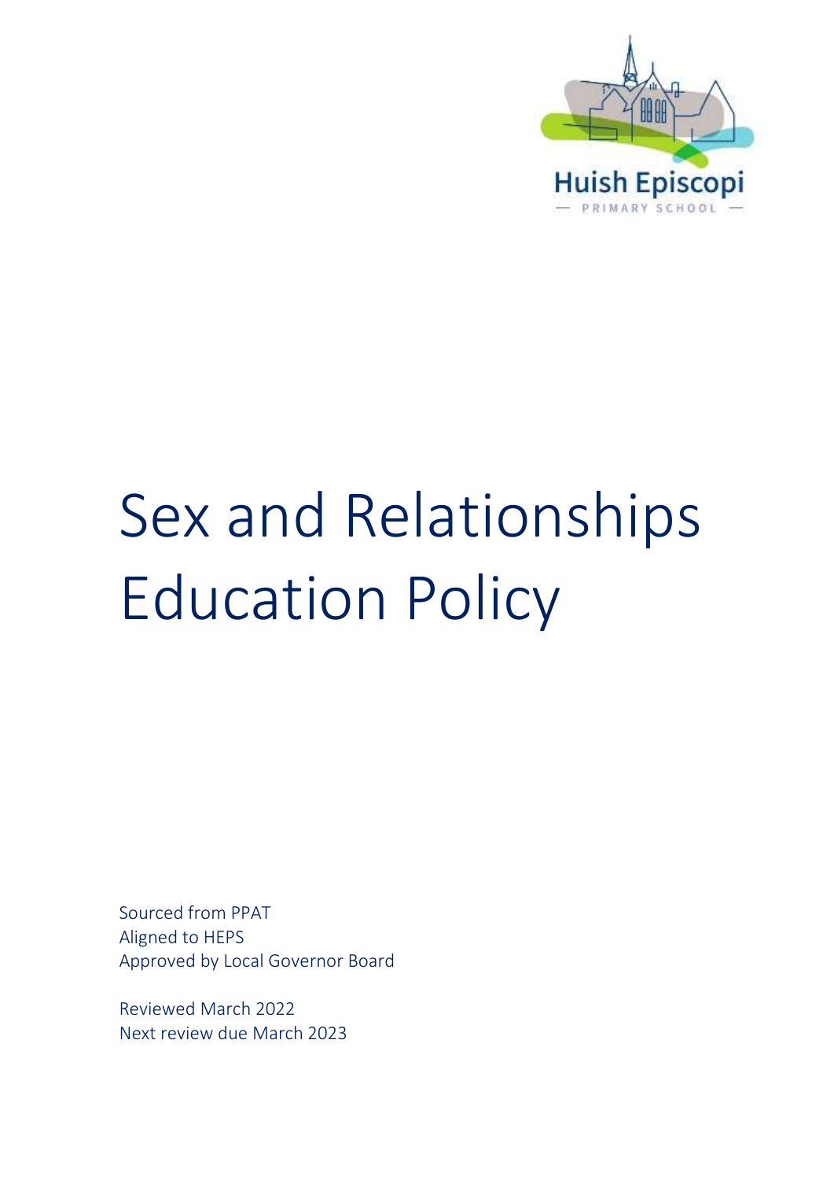Huish Episcopi

— PRIMARY SCHOOL —

# Sex and Relationships Education Policy

Sourced from PPAT
Aligned to HEPS
Approved by Local Governor Board

Reviewed March 2022
Next review due March 2023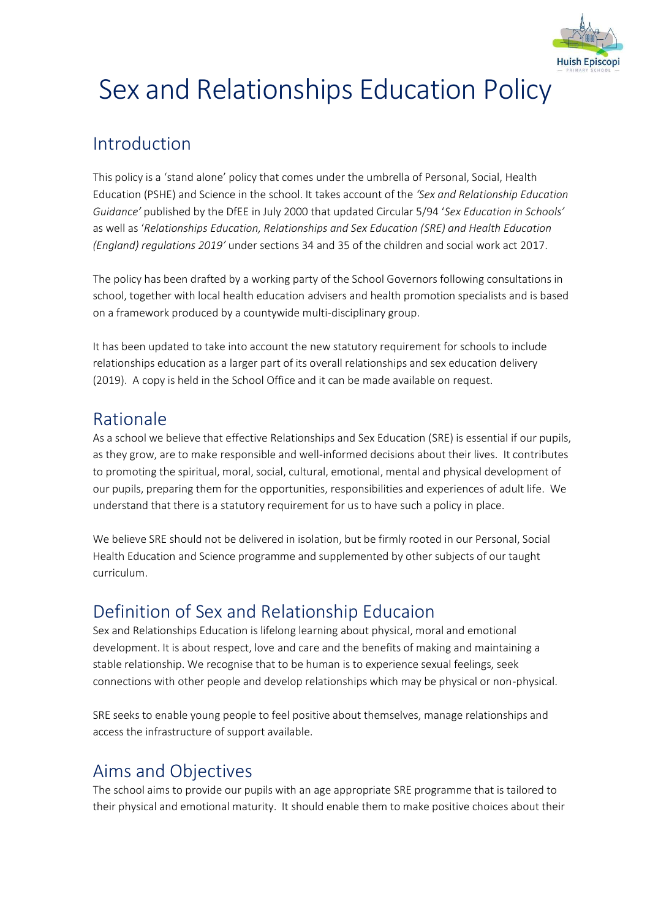# Sex and Relationships Education Policy

## Introduction

This policy is a 'stand alone' policy that comes under the umbrella of Personal, Social, Health Education (PSHE) and Science in the school. It takes account of the *'Sex and Relationship Education Guidance'* published by the DfEE in July 2000 that updated Circular 5/94 '*Sex Education in Schools'* as well as '*Relationships Education, Relationships and Sex Education (SRE) and Health Education (England) regulations 2019'* under sections 34 and 35 of the children and social work act 2017.

The policy has been drafted by a working party of the School Governors following consultations in school, together with local health education advisers and health promotion specialists and is based on a framework produced by a countywide multi-disciplinary group.

It has been updated to take into account the new statutory requirement for schools to include relationships education as a larger part of its overall relationships and sex education delivery (2019). A copy is held in the School Office and it can be made available on request.

## Rationale

As a school we believe that effective Relationships and Sex Education (SRE) is essential if our pupils, as they grow, are to make responsible and well-informed decisions about their lives. It contributes to promoting the spiritual, moral, social, cultural, emotional, mental and physical development of our pupils, preparing them for the opportunities, responsibilities and experiences of adult life. We understand that there is a statutory requirement for us to have such a policy in place.

We believe SRE should not be delivered in isolation, but be firmly rooted in our Personal, Social Health Education and Science programme and supplemented by other subjects of our taught curriculum.

## Definition of Sex and Relationship Educaion

Sex and Relationships Education is lifelong learning about physical, moral and emotional development. It is about respect, love and care and the benefits of making and maintaining a stable relationship. We recognise that to be human is to experience sexual feelings, seek connections with other people and develop relationships which may be physical or non-physical.

SRE seeks to enable young people to feel positive about themselves, manage relationships and access the infrastructure of support available.

## Aims and Objectives

The school aims to provide our pupils with an age appropriate SRE programme that is tailored to their physical and emotional maturity. It should enable them to make positive choices about their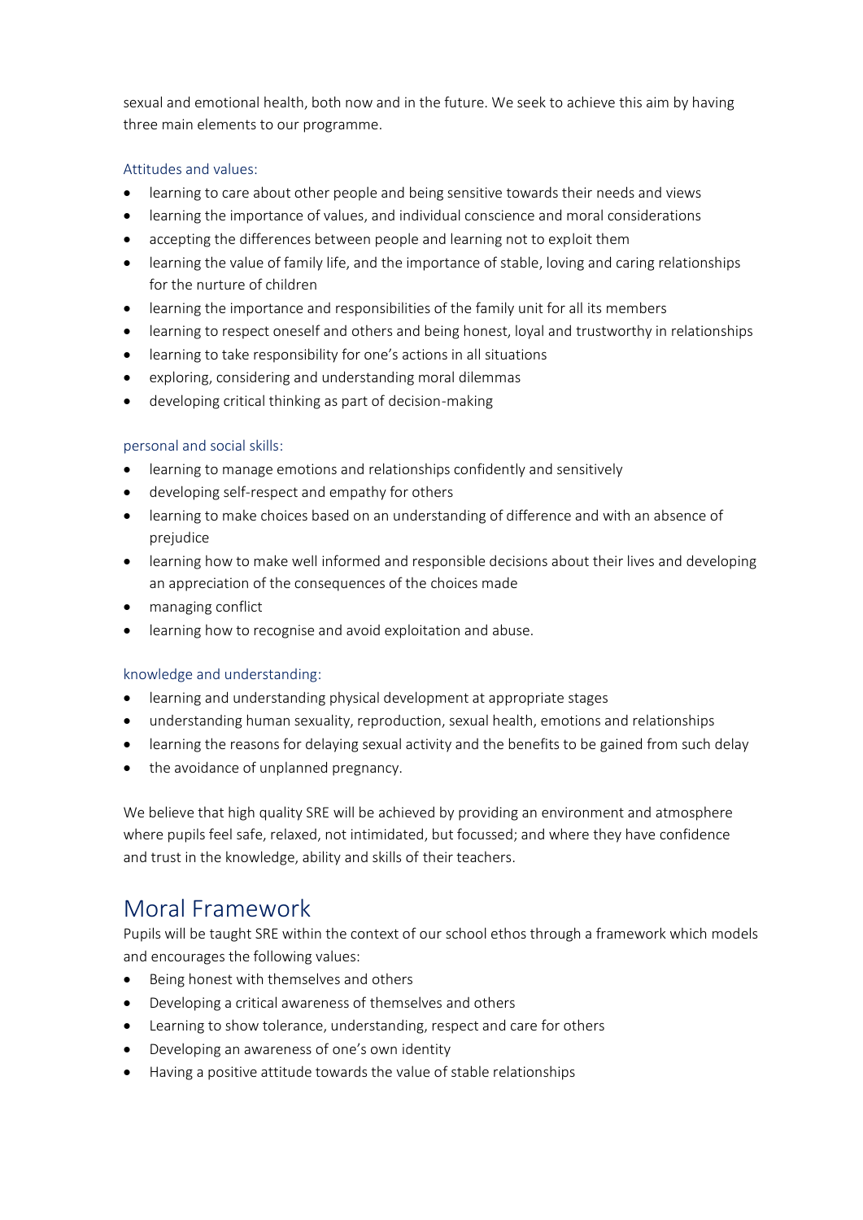sexual and emotional health, both now and in the future. We seek to achieve this aim by having three main elements to our programme.

### Attitudes and values:

- learning to care about other people and being sensitive towards their needs and views
- learning the importance of values, and individual conscience and moral considerations
- accepting the differences between people and learning not to exploit them
- learning the value of family life, and the importance of stable, loving and caring relationships for the nurture of children
- learning the importance and responsibilities of the family unit for all its members
- learning to respect oneself and others and being honest, loyal and trustworthy in relationships
- learning to take responsibility for one's actions in all situations
- exploring, considering and understanding moral dilemmas
- developing critical thinking as part of decision-making

### personal and social skills:

- learning to manage emotions and relationships confidently and sensitively
- developing self-respect and empathy for others
- learning to make choices based on an understanding of difference and with an absence of prejudice
- learning how to make well informed and responsible decisions about their lives and developing an appreciation of the consequences of the choices made
- managing conflict
- learning how to recognise and avoid exploitation and abuse.

### knowledge and understanding:

- learning and understanding physical development at appropriate stages
- understanding human sexuality, reproduction, sexual health, emotions and relationships
- learning the reasons for delaying sexual activity and the benefits to be gained from such delay
- the avoidance of unplanned pregnancy.

We believe that high quality SRE will be achieved by providing an environment and atmosphere where pupils feel safe, relaxed, not intimidated, but focussed; and where they have confidence and trust in the knowledge, ability and skills of their teachers.

## Moral Framework

Pupils will be taught SRE within the context of our school ethos through a framework which models and encourages the following values:

- Being honest with themselves and others
- Developing a critical awareness of themselves and others
- Learning to show tolerance, understanding, respect and care for others
- Developing an awareness of one's own identity
- Having a positive attitude towards the value of stable relationships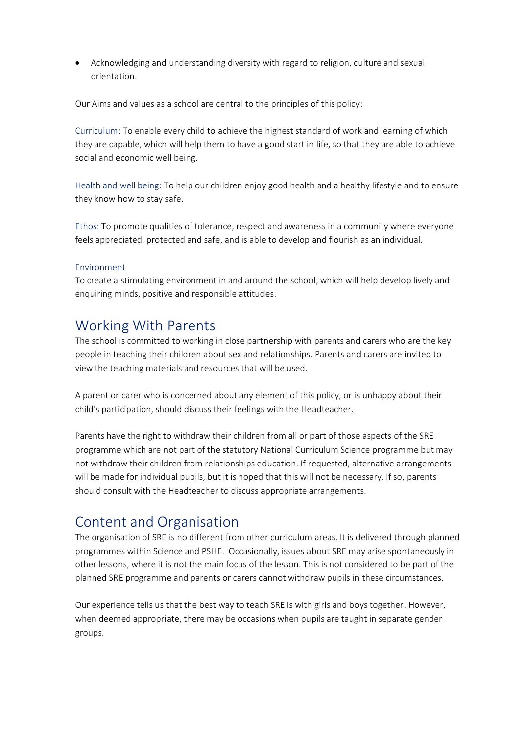- Acknowledging and understanding diversity with regard to religion, culture and sexual orientation.

Our Aims and values as a school are central to the principles of this policy:

Curriculum: To enable every child to achieve the highest standard of work and learning of which they are capable, which will help them to have a good start in life, so that they are able to achieve social and economic well being.

Health and well being: To help our children enjoy good health and a healthy lifestyle and to ensure they know how to stay safe.

Ethos: To promote qualities of tolerance, respect and awareness in a community where everyone feels appreciated, protected and safe, and is able to develop and flourish as an individual.

Environment

To create a stimulating environment in and around the school, which will help develop lively and enquiring minds, positive and responsible attitudes.

## Working With Parents

The school is committed to working in close partnership with parents and carers who are the key people in teaching their children about sex and relationships. Parents and carers are invited to view the teaching materials and resources that will be used.

A parent or carer who is concerned about any element of this policy, or is unhappy about their child's participation, should discuss their feelings with the Headteacher.

Parents have the right to withdraw their children from all or part of those aspects of the SRE programme which are not part of the statutory National Curriculum Science programme but may not withdraw their children from relationships education. If requested, alternative arrangements will be made for individual pupils, but it is hoped that this will not be necessary. If so, parents should consult with the Headteacher to discuss appropriate arrangements.

## Content and Organisation

The organisation of SRE is no different from other curriculum areas. It is delivered through planned programmes within Science and PSHE. Occasionally, issues about SRE may arise spontaneously in other lessons, where it is not the main focus of the lesson. This is not considered to be part of the planned SRE programme and parents or carers cannot withdraw pupils in these circumstances.

Our experience tells us that the best way to teach SRE is with girls and boys together. However, when deemed appropriate, there may be occasions when pupils are taught in separate gender groups.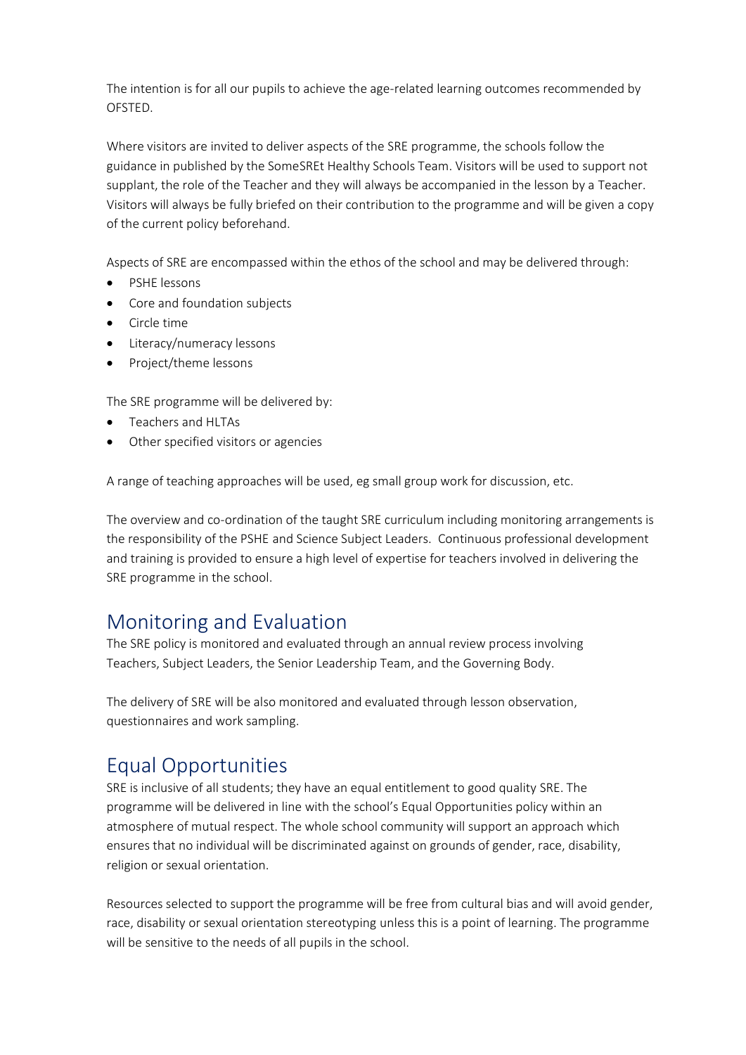The intention is for all our pupils to achieve the age-related learning outcomes recommended by OFSTED.

Where visitors are invited to deliver aspects of the SRE programme, the schools follow the guidance in published by the SomeSREt Healthy Schools Team. Visitors will be used to support not supplant, the role of the Teacher and they will always be accompanied in the lesson by a Teacher. Visitors will always be fully briefed on their contribution to the programme and will be given a copy of the current policy beforehand.

Aspects of SRE are encompassed within the ethos of the school and may be delivered through:

- PSHE lessons
- Core and foundation subjects
- Circle time
- Literacy/numeracy lessons
- Project/theme lessons

The SRE programme will be delivered by:

- Teachers and HLTAs
- Other specified visitors or agencies

A range of teaching approaches will be used, eg small group work for discussion, etc.

The overview and co-ordination of the taught SRE curriculum including monitoring arrangements is the responsibility of the PSHE and Science Subject Leaders. Continuous professional development and training is provided to ensure a high level of expertise for teachers involved in delivering the SRE programme in the school.

## Monitoring and Evaluation

The SRE policy is monitored and evaluated through an annual review process involving Teachers, Subject Leaders, the Senior Leadership Team, and the Governing Body.

The delivery of SRE will be also monitored and evaluated through lesson observation, questionnaires and work sampling.

## Equal Opportunities

SRE is inclusive of all students; they have an equal entitlement to good quality SRE. The programme will be delivered in line with the school's Equal Opportunities policy within an atmosphere of mutual respect. The whole school community will support an approach which ensures that no individual will be discriminated against on grounds of gender, race, disability, religion or sexual orientation.

Resources selected to support the programme will be free from cultural bias and will avoid gender, race, disability or sexual orientation stereotyping unless this is a point of learning. The programme will be sensitive to the needs of all pupils in the school.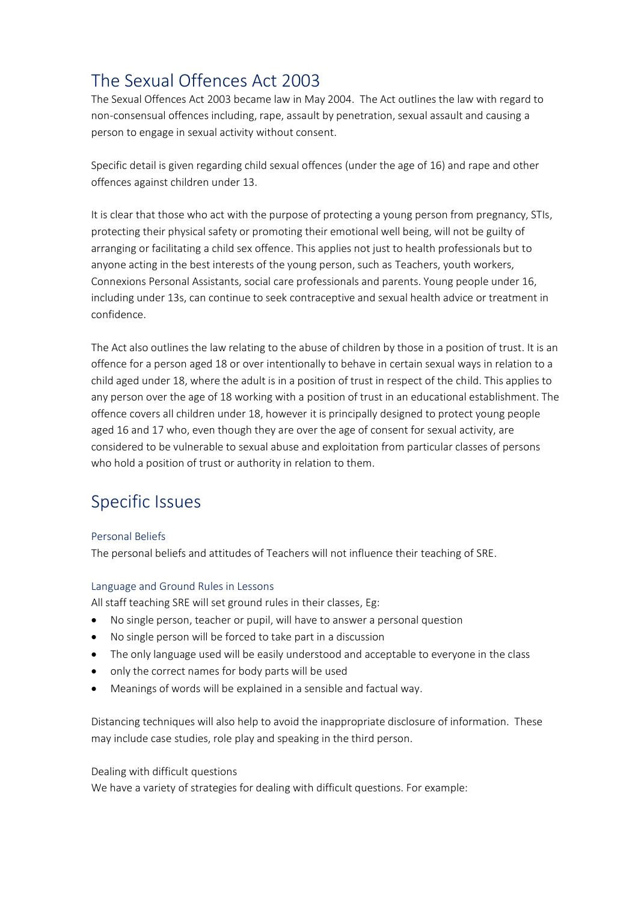# The Sexual Offences Act 2003

The Sexual Offences Act 2003 became law in May 2004. The Act outlines the law with regard to non-consensual offences including, rape, assault by penetration, sexual assault and causing a person to engage in sexual activity without consent.

Specific detail is given regarding child sexual offences (under the age of 16) and rape and other offences against children under 13.

It is clear that those who act with the purpose of protecting a young person from pregnancy, STIs, protecting their physical safety or promoting their emotional well being, will not be guilty of arranging or facilitating a child sex offence. This applies not just to health professionals but to anyone acting in the best interests of the young person, such as Teachers, youth workers, Connexions Personal Assistants, social care professionals and parents. Young people under 16, including under 13s, can continue to seek contraceptive and sexual health advice or treatment in confidence.

The Act also outlines the law relating to the abuse of children by those in a position of trust. It is an offence for a person aged 18 or over intentionally to behave in certain sexual ways in relation to a child aged under 18, where the adult is in a position of trust in respect of the child. This applies to any person over the age of 18 working with a position of trust in an educational establishment. The offence covers all children under 18, however it is principally designed to protect young people aged 16 and 17 who, even though they are over the age of consent for sexual activity, are considered to be vulnerable to sexual abuse and exploitation from particular classes of persons who hold a position of trust or authority in relation to them.

# Specific Issues

### Personal Beliefs

The personal beliefs and attitudes of Teachers will not influence their teaching of SRE.

### Language and Ground Rules in Lessons

All staff teaching SRE will set ground rules in their classes, Eg:

- No single person, teacher or pupil, will have to answer a personal question
- No single person will be forced to take part in a discussion
- The only language used will be easily understood and acceptable to everyone in the class
- only the correct names for body parts will be used
- Meanings of words will be explained in a sensible and factual way.

Distancing techniques will also help to avoid the inappropriate disclosure of information. These may include case studies, role play and speaking in the third person.

Dealing with difficult questions

We have a variety of strategies for dealing with difficult questions. For example: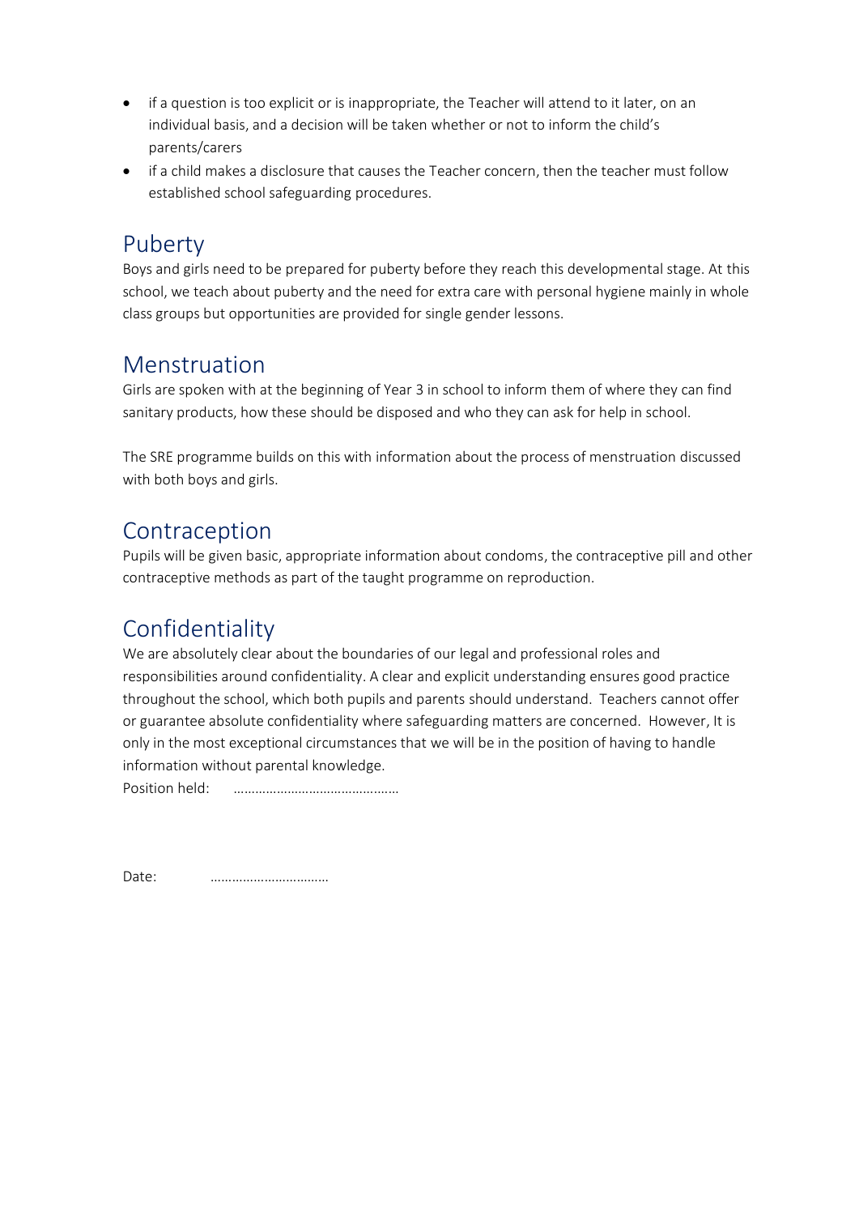- if a question is too explicit or is inappropriate, the Teacher will attend to it later, on an individual basis, and a decision will be taken whether or not to inform the child's parents/carers
- if a child makes a disclosure that causes the Teacher concern, then the teacher must follow established school safeguarding procedures.

## Puberty

Boys and girls need to be prepared for puberty before they reach this developmental stage. At this school, we teach about puberty and the need for extra care with personal hygiene mainly in whole class groups but opportunities are provided for single gender lessons.

## Menstruation

Girls are spoken with at the beginning of Year 3 in school to inform them of where they can find sanitary products, how these should be disposed and who they can ask for help in school.

The SRE programme builds on this with information about the process of menstruation discussed with both boys and girls.

## Contraception

Pupils will be given basic, appropriate information about condoms, the contraceptive pill and other contraceptive methods as part of the taught programme on reproduction.

## Confidentiality

We are absolutely clear about the boundaries of our legal and professional roles and responsibilities around confidentiality. A clear and explicit understanding ensures good practice throughout the school, which both pupils and parents should understand. Teachers cannot offer or guarantee absolute confidentiality where safeguarding matters are concerned. However, It is only in the most exceptional circumstances that we will be in the position of having to handle information without parental knowledge.

Position held: ……………………………………….

Date: ……………………………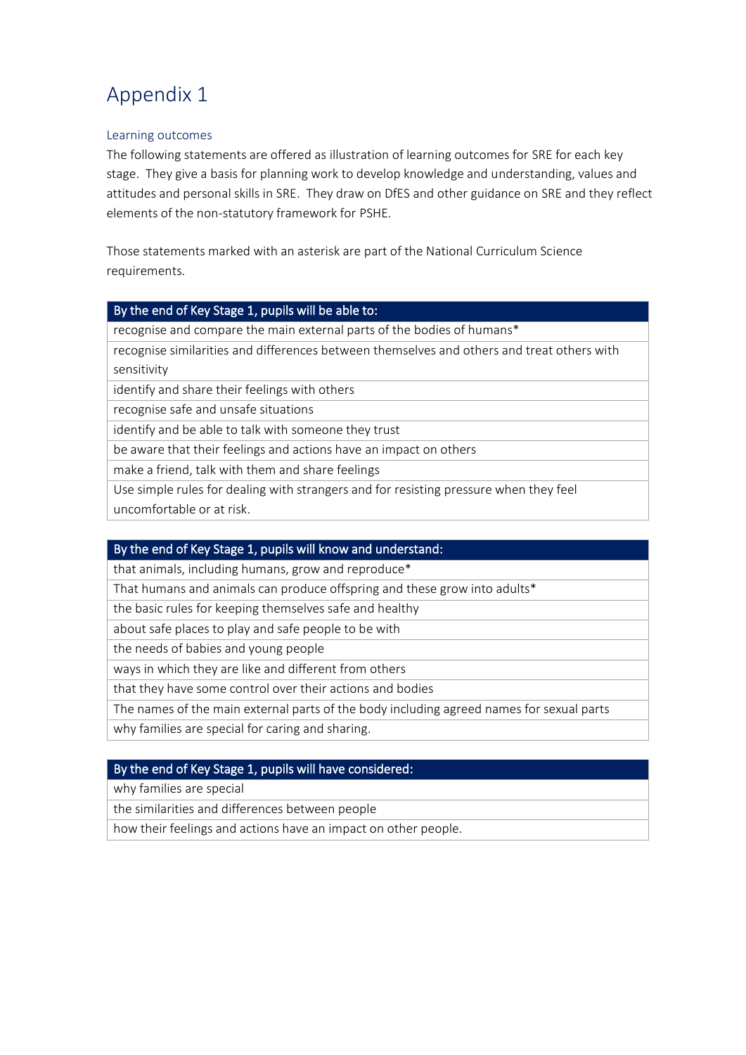# Appendix 1

## Learning outcomes

The following statements are offered as illustration of learning outcomes for SRE for each key stage. They give a basis for planning work to develop knowledge and understanding, values and attitudes and personal skills in SRE. They draw on DfES and other guidance on SRE and they reflect elements of the non-statutory framework for PSHE.

Those statements marked with an asterisk are part of the National Curriculum Science requirements.

| By the end of Key Stage 1, pupils will be able to: |
|---|
| recognise and compare the main external parts of the bodies of humans* |
| recognise similarities and differences between themselves and others and treat others with sensitivity |
| identify and share their feelings with others |
| recognise safe and unsafe situations |
| identify and be able to talk with someone they trust |
| be aware that their feelings and actions have an impact on others |
| make a friend, talk with them and share feelings |
| Use simple rules for dealing with strangers and for resisting pressure when they feel uncomfortable or at risk. |

| By the end of Key Stage 1, pupils will know and understand: |
|---|
| that animals, including humans, grow and reproduce* |
| That humans and animals can produce offspring and these grow into adults* |
| the basic rules for keeping themselves safe and healthy |
| about safe places to play and safe people to be with |
| the needs of babies and young people |
| ways in which they are like and different from others |
| that they have some control over their actions and bodies |
| The names of the main external parts of the body including agreed names for sexual parts |
| why families are special for caring and sharing. |

| By the end of Key Stage 1, pupils will have considered: |
|---|
| why families are special |
| the similarities and differences between people |
| how their feelings and actions have an impact on other people. |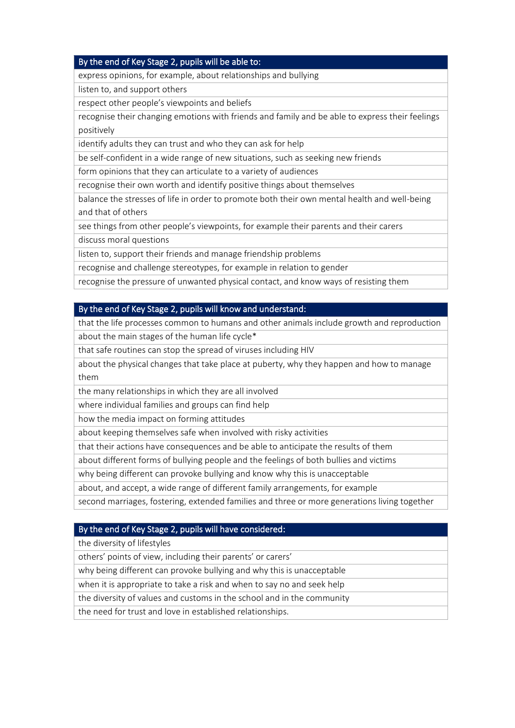| By the end of Key Stage 2, pupils will be able to: |
| --- |
| express opinions, for example, about relationships and bullying |
| listen to, and support others |
| respect other people's viewpoints and beliefs |
| recognise their changing emotions with friends and family and be able to express their feelings positively |
| identify adults they can trust and who they can ask for help |
| be self-confident in a wide range of new situations, such as seeking new friends |
| form opinions that they can articulate to a variety of audiences |
| recognise their own worth and identify positive things about themselves |
| balance the stresses of life in order to promote both their own mental health and well-being and that of others |
| see things from other people's viewpoints, for example their parents and their carers |
| discuss moral questions |
| listen to, support their friends and manage friendship problems |
| recognise and challenge stereotypes, for example in relation to gender |
| recognise the pressure of unwanted physical contact, and know ways of resisting them |

| By the end of Key Stage 2, pupils will know and understand: |
| --- |
| that the life processes common to humans and other animals include growth and reproduction |
| about the main stages of the human life cycle* |
| that safe routines can stop the spread of viruses including HIV |
| about the physical changes that take place at puberty, why they happen and how to manage them |
| the many relationships in which they are all involved |
| where individual families and groups can find help |
| how the media impact on forming attitudes |
| about keeping themselves safe when involved with risky activities |
| that their actions have consequences and be able to anticipate the results of them |
| about different forms of bullying people and the feelings of both bullies and victims |
| why being different can provoke bullying and know why this is unacceptable |
| about, and accept, a wide range of different family arrangements, for example |
| second marriages, fostering, extended families and three or more generations living together |

| By the end of Key Stage 2, pupils will have considered: |
| --- |
| the diversity of lifestyles |
| others' points of view, including their parents' or carers' |
| why being different can provoke bullying and why this is unacceptable |
| when it is appropriate to take a risk and when to say no and seek help |
| the diversity of values and customs in the school and in the community |
| the need for trust and love in established relationships. |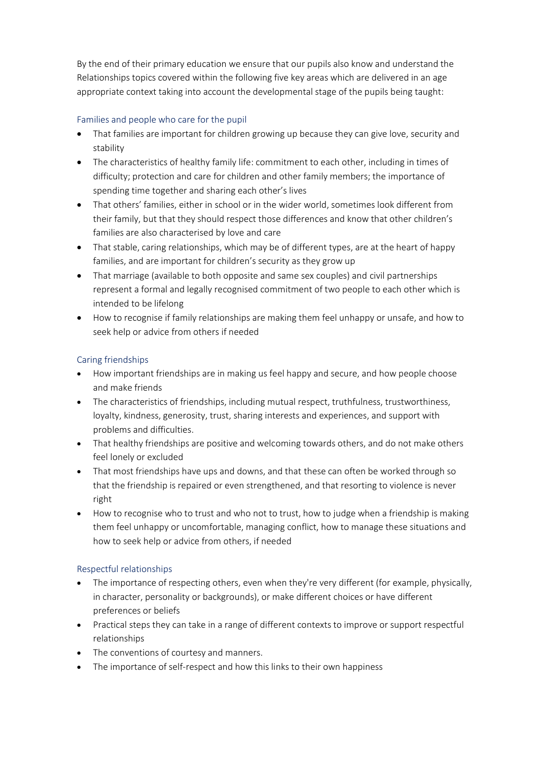By the end of their primary education we ensure that our pupils also know and understand the Relationships topics covered within the following five key areas which are delivered in an age appropriate context taking into account the developmental stage of the pupils being taught:

### Families and people who care for the pupil

- That families are important for children growing up because they can give love, security and stability
- The characteristics of healthy family life: commitment to each other, including in times of difficulty; protection and care for children and other family members; the importance of spending time together and sharing each other's lives
- That others' families, either in school or in the wider world, sometimes look different from their family, but that they should respect those differences and know that other children's families are also characterised by love and care
- That stable, caring relationships, which may be of different types, are at the heart of happy families, and are important for children's security as they grow up
- That marriage (available to both opposite and same sex couples) and civil partnerships represent a formal and legally recognised commitment of two people to each other which is intended to be lifelong
- How to recognise if family relationships are making them feel unhappy or unsafe, and how to seek help or advice from others if needed

### Caring friendships

- How important friendships are in making us feel happy and secure, and how people choose and make friends
- The characteristics of friendships, including mutual respect, truthfulness, trustworthiness, loyalty, kindness, generosity, trust, sharing interests and experiences, and support with problems and difficulties.
- That healthy friendships are positive and welcoming towards others, and do not make others feel lonely or excluded
- That most friendships have ups and downs, and that these can often be worked through so that the friendship is repaired or even strengthened, and that resorting to violence is never right
- How to recognise who to trust and who not to trust, how to judge when a friendship is making them feel unhappy or uncomfortable, managing conflict, how to manage these situations and how to seek help or advice from others, if needed

### Respectful relationships

- The importance of respecting others, even when they're very different (for example, physically, in character, personality or backgrounds), or make different choices or have different preferences or beliefs
- Practical steps they can take in a range of different contexts to improve or support respectful relationships
- The conventions of courtesy and manners.
- The importance of self-respect and how this links to their own happiness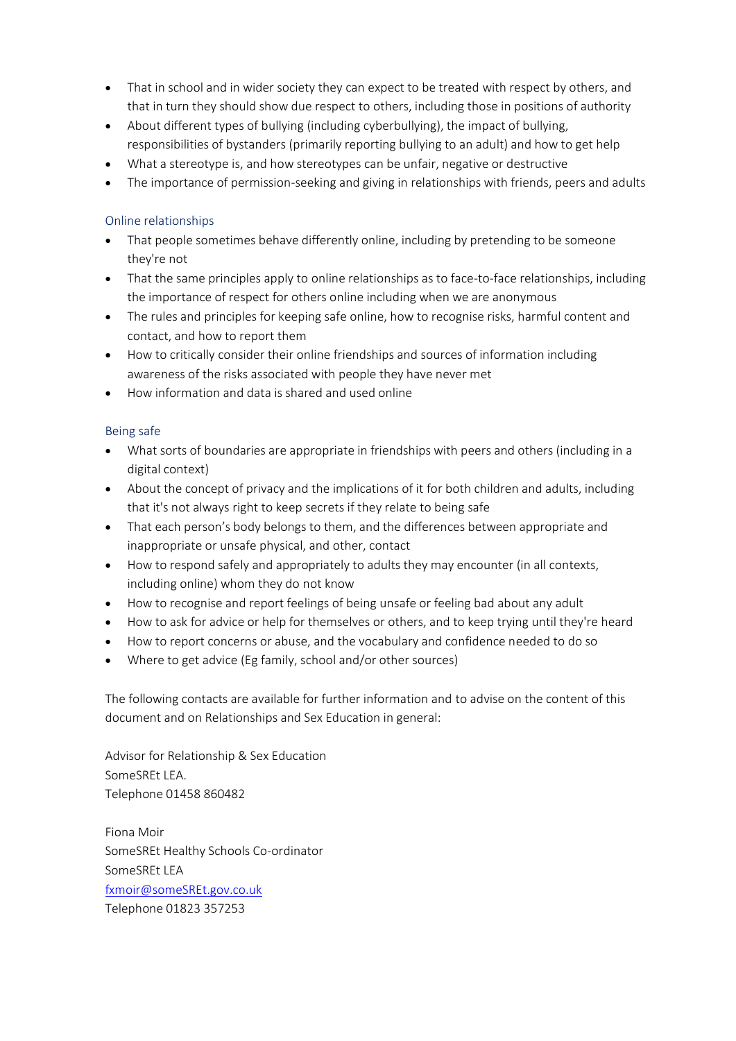- That in school and in wider society they can expect to be treated with respect by others, and that in turn they should show due respect to others, including those in positions of authority
- About different types of bullying (including cyberbullying), the impact of bullying, responsibilities of bystanders (primarily reporting bullying to an adult) and how to get help
- What a stereotype is, and how stereotypes can be unfair, negative or destructive
- The importance of permission-seeking and giving in relationships with friends, peers and adults

### Online relationships

- That people sometimes behave differently online, including by pretending to be someone they're not
- That the same principles apply to online relationships as to face-to-face relationships, including the importance of respect for others online including when we are anonymous
- The rules and principles for keeping safe online, how to recognise risks, harmful content and contact, and how to report them
- How to critically consider their online friendships and sources of information including awareness of the risks associated with people they have never met
- How information and data is shared and used online

### Being safe

- What sorts of boundaries are appropriate in friendships with peers and others (including in a digital context)
- About the concept of privacy and the implications of it for both children and adults, including that it's not always right to keep secrets if they relate to being safe
- That each person's body belongs to them, and the differences between appropriate and inappropriate or unsafe physical, and other, contact
- How to respond safely and appropriately to adults they may encounter (in all contexts, including online) whom they do not know
- How to recognise and report feelings of being unsafe or feeling bad about any adult
- How to ask for advice or help for themselves or others, and to keep trying until they're heard
- How to report concerns or abuse, and the vocabulary and confidence needed to do so
- Where to get advice (Eg family, school and/or other sources)

The following contacts are available for further information and to advise on the content of this document and on Relationships and Sex Education in general:

Advisor for Relationship & Sex Education  
SomeSREt LEA.  
Telephone 01458 860482

Fiona Moir  
SomeSREt Healthy Schools Co-ordinator  
SomeSREt LEA  
fxmoir@someSREt.gov.co.uk  
Telephone 01823 357253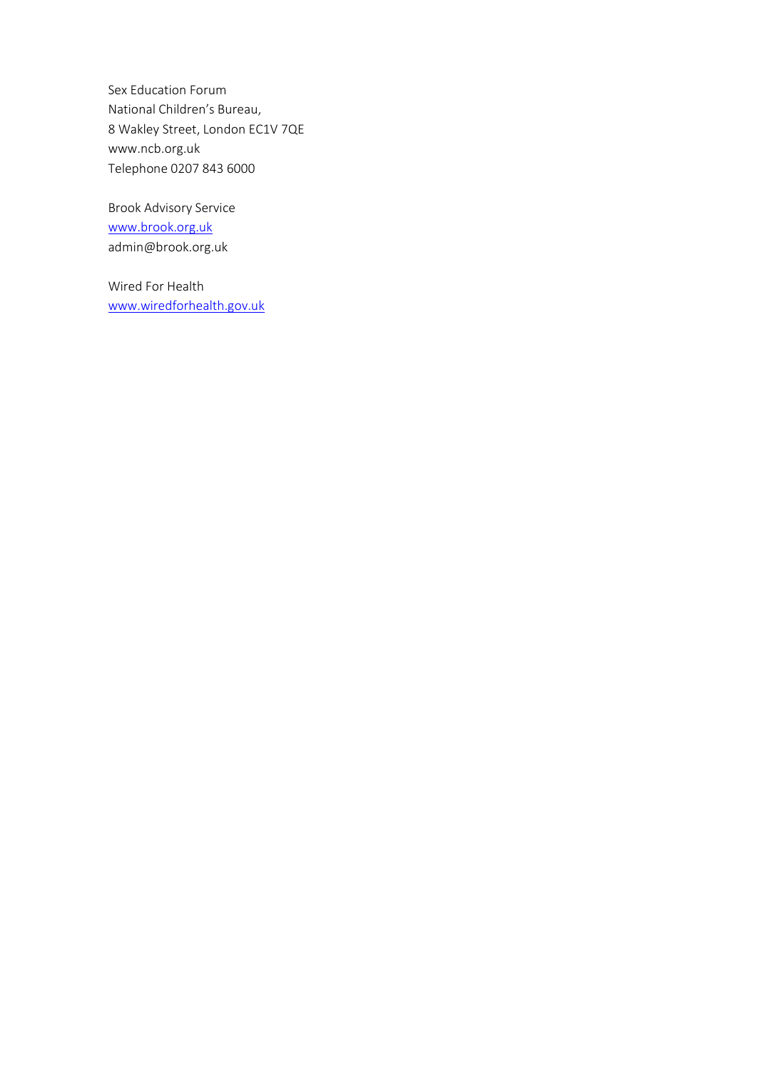Sex Education Forum  
National Children's Bureau,  
8 Wakley Street, London EC1V 7QE  
www.ncb.org.uk  
Telephone 0207 843 6000

Brook Advisory Service  
www.brook.org.uk  
admin@brook.org.uk

Wired For Health  
www.wiredforhealth.gov.uk